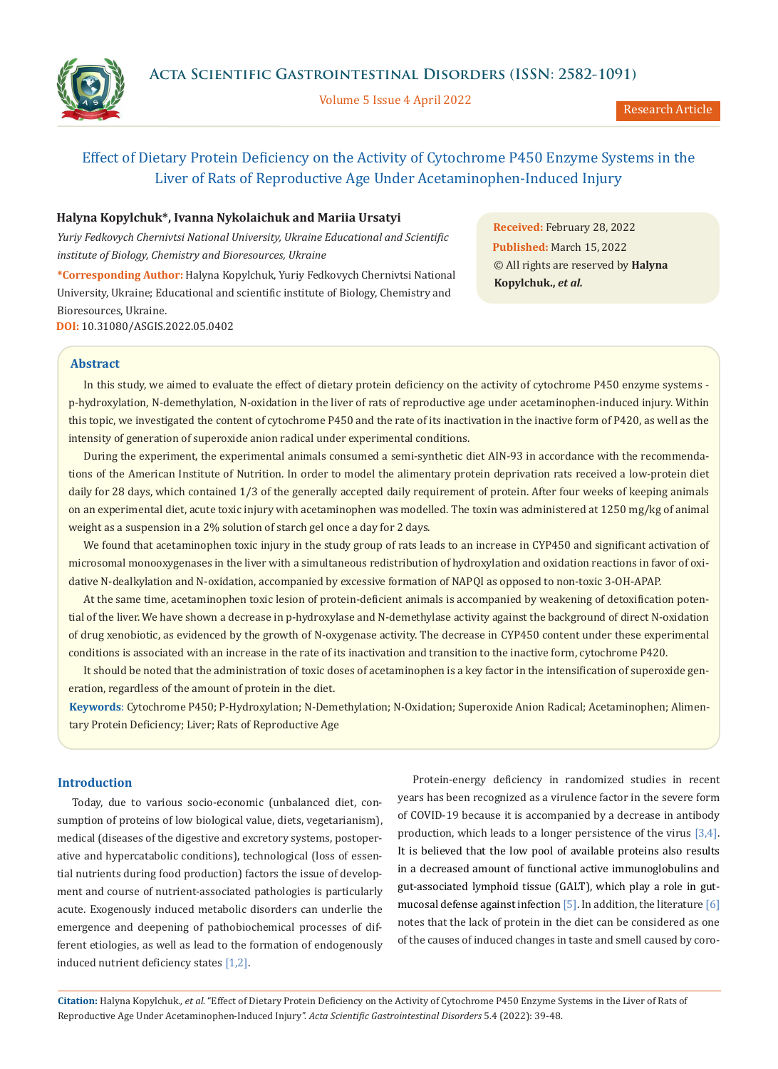# Effect of Dietary Protein Deficiency on the Activity of Cytochrome P450 Enzyme Systems in the Liver of Rats of Reproductive Age Under Acetaminophen-Induced Injury

**Halyna Kopylchuk\*, Ivanna Nykolaichuk and Mariia Ursatyi**

*Yuriy Fedkovych Chernivtsi National University, Ukraine Educational and Scientific institute of Biology, Chemistry and Bioresources, Ukraine*

**\*Corresponding Author:** Halyna Kopylchuk, Yuriy Fedkovych Chernivtsi National University, Ukraine; Educational and scientific institute of Biology, Chemistry and Bioresources, Ukraine.

**DOI:** 10.31080/ASGIS.2022.05.0402

**Received:** February 28, 2022
**Published:** March 15, 2022
© All rights are reserved by **Halyna Kopylchuk., *et al.***

## Abstract

In this study, we aimed to evaluate the effect of dietary protein deficiency on the activity of cytochrome P450 enzyme systems - p-hydroxylation, N-demethylation, N-oxidation in the liver of rats of reproductive age under acetaminophen-induced injury. Within this topic, we investigated the content of cytochrome P450 and the rate of its inactivation in the inactive form of P420, as well as the intensity of generation of superoxide anion radical under experimental conditions.

During the experiment, the experimental animals consumed a semi-synthetic diet AIN-93 in accordance with the recommendations of the American Institute of Nutrition. In order to model the alimentary protein deprivation rats received a low-protein diet daily for 28 days, which contained 1/3 of the generally accepted daily requirement of protein. After four weeks of keeping animals on an experimental diet, acute toxic injury with acetaminophen was modelled. The toxin was administered at 1250 mg/kg of animal weight as a suspension in a 2% solution of starch gel once a day for 2 days.

We found that acetaminophen toxic injury in the study group of rats leads to an increase in CYP450 and significant activation of microsomal monooxygenases in the liver with a simultaneous redistribution of hydroxylation and oxidation reactions in favor of oxidative N-dealkylation and N-oxidation, accompanied by excessive formation of NAPQI as opposed to non-toxic 3-OH-APAP.

At the same time, acetaminophen toxic lesion of protein-deficient animals is accompanied by weakening of detoxification potential of the liver. We have shown a decrease in p-hydroxylase and N-demethylase activity against the background of direct N-oxidation of drug xenobiotic, as evidenced by the growth of N-oxygenase activity. The decrease in CYP450 content under these experimental conditions is associated with an increase in the rate of its inactivation and transition to the inactive form, cytochrome P420.

It should be noted that the administration of toxic doses of acetaminophen is a key factor in the intensification of superoxide generation, regardless of the amount of protein in the diet.

**Keywords**: Cytochrome P450; P-Hydroxylation; N-Demethylation; N-Oxidation; Superoxide Anion Radical; Acetaminophen; Alimentary Protein Deficiency; Liver; Rats of Reproductive Age

## Introduction

Today, due to various socio-economic (unbalanced diet, consumption of proteins of low biological value, diets, vegetarianism), medical (diseases of the digestive and excretory systems, postoperative and hypercatabolic conditions), technological (loss of essential nutrients during food production) factors the issue of development and course of nutrient-associated pathologies is particularly acute. Exogenously induced metabolic disorders can underlie the emergence and deepening of pathobiochemical processes of different etiologies, as well as lead to the formation of endogenously induced nutrient deficiency states [1,2].

Protein-energy deficiency in randomized studies in recent years has been recognized as a virulence factor in the severe form of COVID-19 because it is accompanied by a decrease in antibody production, which leads to a longer persistence of the virus [3,4]. It is believed that the low pool of available proteins also results in a decreased amount of functional active immunoglobulins and gut-associated lymphoid tissue (GALT), which play a role in gut-mucosal defense against infection [5]. In addition, the literature [6] notes that the lack of protein in the diet can be considered as one of the causes of induced changes in taste and smell caused by coro-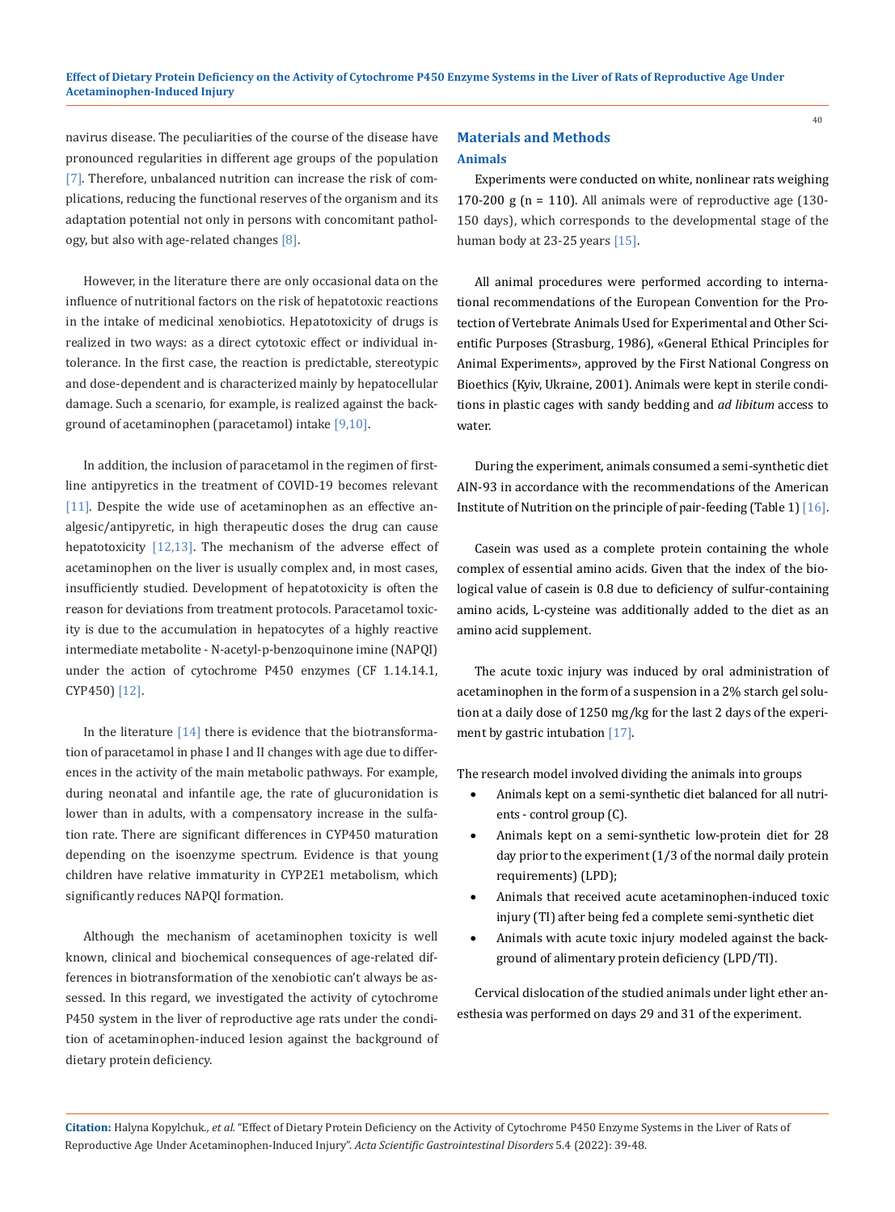navirus disease. The peculiarities of the course of the disease have pronounced regularities in different age groups of the population [7]. Therefore, unbalanced nutrition can increase the risk of complications, reducing the functional reserves of the organism and its adaptation potential not only in persons with concomitant pathology, but also with age-related changes [8].

However, in the literature there are only occasional data on the influence of nutritional factors on the risk of hepatotoxic reactions in the intake of medicinal xenobiotics. Hepatotoxicity of drugs is realized in two ways: as a direct cytotoxic effect or individual intolerance. In the first case, the reaction is predictable, stereotypic and dose-dependent and is characterized mainly by hepatocellular damage. Such a scenario, for example, is realized against the background of acetaminophen (paracetamol) intake [9,10].

In addition, the inclusion of paracetamol in the regimen of first-line antipyretics in the treatment of COVID-19 becomes relevant [11]. Despite the wide use of acetaminophen as an effective analgesic/antipyretic, in high therapeutic doses the drug can cause hepatotoxicity [12,13]. The mechanism of the adverse effect of acetaminophen on the liver is usually complex and, in most cases, insufficiently studied. Development of hepatotoxicity is often the reason for deviations from treatment protocols. Paracetamol toxicity is due to the accumulation in hepatocytes of a highly reactive intermediate metabolite - N-acetyl-p-benzoquinone imine (NAPQI) under the action of cytochrome P450 enzymes (CF 1.14.14.1, CYP450) [12].

In the literature [14] there is evidence that the biotransformation of paracetamol in phase I and II changes with age due to differences in the activity of the main metabolic pathways. For example, during neonatal and infantile age, the rate of glucuronidation is lower than in adults, with a compensatory increase in the sulfation rate. There are significant differences in CYP450 maturation depending on the isoenzyme spectrum. Evidence is that young children have relative immaturity in CYP2E1 metabolism, which significantly reduces NAPQI formation.

Although the mechanism of acetaminophen toxicity is well known, clinical and biochemical consequences of age-related differences in biotransformation of the xenobiotic can't always be assessed. In this regard, we investigated the activity of cytochrome P450 system in the liver of reproductive age rats under the condition of acetaminophen-induced lesion against the background of dietary protein deficiency.

## Materials and Methods

### Animals

Experiments were conducted on white, nonlinear rats weighing 170-200 g (n = 110). All animals were of reproductive age (130-150 days), which corresponds to the developmental stage of the human body at 23-25 years [15].

All animal procedures were performed according to international recommendations of the European Convention for the Protection of Vertebrate Animals Used for Experimental and Other Scientific Purposes (Strasburg, 1986), «General Ethical Principles for Animal Experiments», approved by the First National Congress on Bioethics (Kyiv, Ukraine, 2001). Animals were kept in sterile conditions in plastic cages with sandy bedding and *ad libitum* access to water.

During the experiment, animals consumed a semi-synthetic diet AIN-93 in accordance with the recommendations of the American Institute of Nutrition on the principle of pair-feeding (Table 1) [16].

Casein was used as a complete protein containing the whole complex of essential amino acids. Given that the index of the biological value of casein is 0.8 due to deficiency of sulfur-containing amino acids, L-cysteine was additionally added to the diet as an amino acid supplement.

The acute toxic injury was induced by oral administration of acetaminophen in the form of a suspension in a 2% starch gel solution at a daily dose of 1250 mg/kg for the last 2 days of the experiment by gastric intubation [17].

The research model involved dividing the animals into groups

- Animals kept on a semi-synthetic diet balanced for all nutrients - control group (C).
- Animals kept on a semi-synthetic low-protein diet for 28 day prior to the experiment (1/3 of the normal daily protein requirements) (LPD);
- Animals that received acute acetaminophen-induced toxic injury (TI) after being fed a complete semi-synthetic diet
- Animals with acute toxic injury modeled against the background of alimentary protein deficiency (LPD/TI).

Cervical dislocation of the studied animals under light ether anesthesia was performed on days 29 and 31 of the experiment.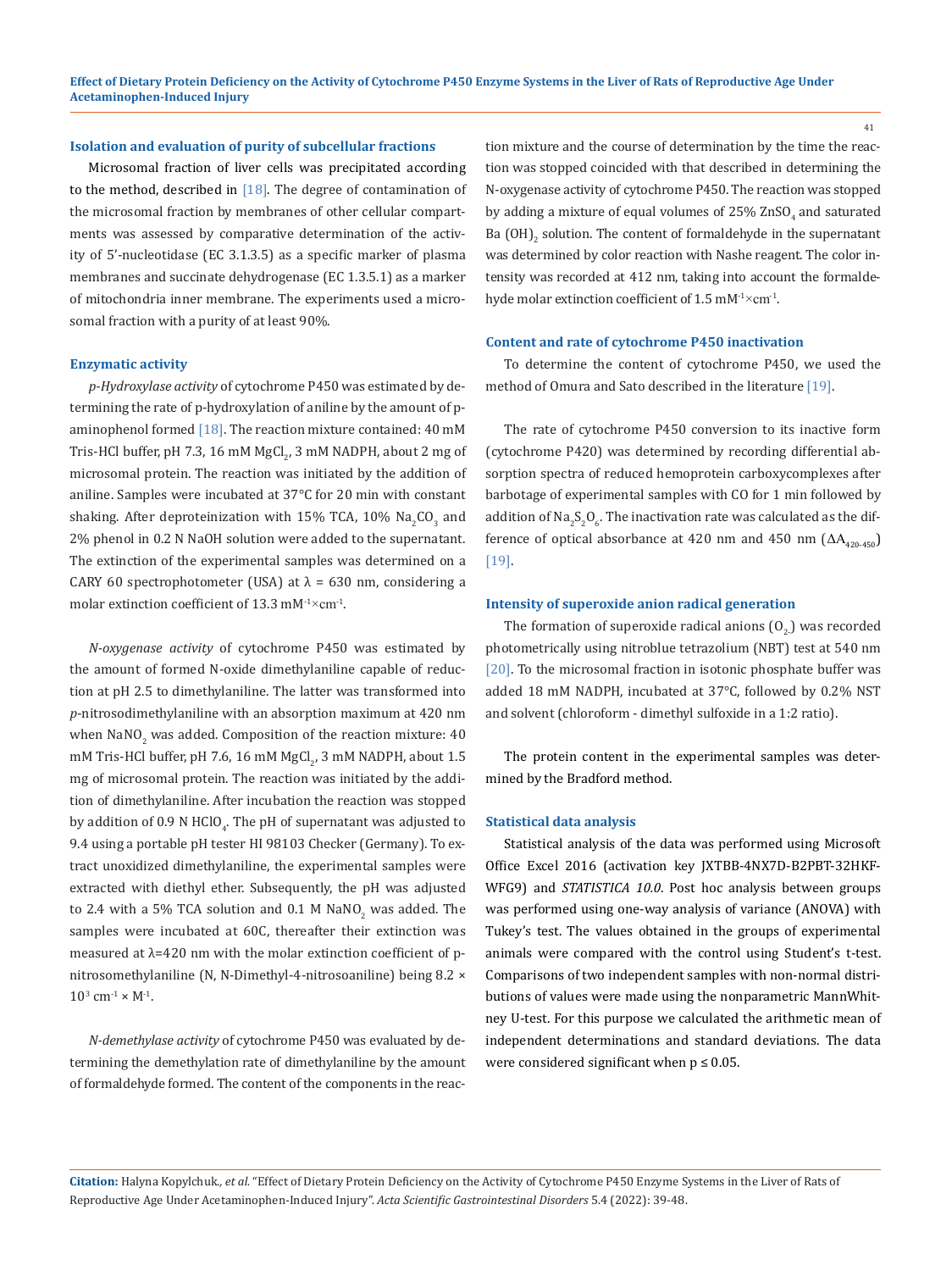### Isolation and evaluation of purity of subcellular fractions

Microsomal fraction of liver cells was precipitated according to the method, described in [18]. The degree of contamination of the microsomal fraction by membranes of other cellular compartments was assessed by comparative determination of the activity of 5'-nucleotidase (EC 3.1.3.5) as a specific marker of plasma membranes and succinate dehydrogenase (EC 1.3.5.1) as a marker of mitochondria inner membrane. The experiments used a microsomal fraction with a purity of at least 90%.

### Enzymatic activity

*p-Hydroxylase activity* of cytochrome P450 was estimated by determining the rate of p-hydroxylation of aniline by the amount of p-aminophenol formed [18]. The reaction mixture contained: 40 mM Tris-HCl buffer, pH 7.3, 16 mM $MgCl_2$, 3 mM NADPH, about 2 mg of microsomal protein. The reaction was initiated by the addition of aniline. Samples were incubated at 37°C for 20 min with constant shaking. After deproteinization with 15% TCA, 10% $Na_2CO_3$ and 2% phenol in 0.2 N NaOH solution were added to the supernatant. The extinction of the experimental samples was determined on a CARY 60 spectrophotometer (USA) at λ = 630 nm, considering a molar extinction coefficient of 13.3 $mM^{-1}\times cm^{-1}$.

*N-oxygenase activity* of cytochrome P450 was estimated by the amount of formed N-oxide dimethylaniline capable of reduction at pH 2.5 to dimethylaniline. The latter was transformed into *p*-nitrosodimethylaniline with an absorption maximum at 420 nm when $NaNO_2$ was added. Composition of the reaction mixture: 40 mM Tris-HCl buffer, pH 7.6, 16 mM $MgCl_2$, 3 mM NADPH, about 1.5 mg of microsomal protein. The reaction was initiated by the addition of dimethylaniline. After incubation the reaction was stopped by addition of 0.9 N $HClO_4$. The pH of supernatant was adjusted to 9.4 using a portable pH tester HI 98103 Checker (Germany). To extract unoxidized dimethylaniline, the experimental samples were extracted with diethyl ether. Subsequently, the pH was adjusted to 2.4 with a 5% TCA solution and 0.1 M $NaNO_2$ was added. The samples were incubated at 60C, thereafter their extinction was measured at λ=420 nm with the molar extinction coefficient of p-nitrosomethylaniline (N, N-Dimethyl-4-nitrosoaniline) being 8.2 × $10^3$ $cm^{-1}$ × $M^{-1}$.

*N-demethylase activity* of cytochrome P450 was evaluated by determining the demethylation rate of dimethylaniline by the amount of formaldehyde formed. The content of the components in the reaction mixture and the course of determination by the time the reaction was stopped coincided with that described in determining the N-oxygenase activity of cytochrome P450. The reaction was stopped by adding a mixture of equal volumes of 25% $ZnSO_4$ and saturated Ba $(OH)_2$ solution. The content of formaldehyde in the supernatant was determined by color reaction with Nashe reagent. The color intensity was recorded at 412 nm, taking into account the formaldehyde molar extinction coefficient of 1.5 $mM^{-1}\times cm^{-1}$.

### Content and rate of cytochrome P450 inactivation

To determine the content of cytochrome P450, we used the method of Omura and Sato described in the literature [19].

The rate of cytochrome P450 conversion to its inactive form (cytochrome P420) was determined by recording differential absorption spectra of reduced hemoprotein carboxycomplexes after barbotage of experimental samples with CO for 1 min followed by addition of $Na_2S_2O_6$. The inactivation rate was calculated as the difference of optical absorbance at 420 nm and 450 nm ($\Delta A_{420-450}$) [19].

### Intensity of superoxide anion radical generation

The formation of superoxide radical anions ($O_{2^-}$) was recorded photometrically using nitroblue tetrazolium (NBT) test at 540 nm [20]. To the microsomal fraction in isotonic phosphate buffer was added 18 mM NADPH, incubated at 37°C, followed by 0.2% NST and solvent (chloroform - dimethyl sulfoxide in a 1:2 ratio).

The protein content in the experimental samples was determined by the Bradford method.

### Statistical data analysis

Statistical analysis of the data was performed using Microsoft Office Excel 2016 (activation key JXTBB-4NX7D-B2PBT-32HKF-WFG9) and *STATISTICA 10.0*. Post hoc analysis between groups was performed using one-way analysis of variance (ANOVA) with Tukey's test. The values obtained in the groups of experimental animals were compared with the control using Student's t-test. Comparisons of two independent samples with non-normal distributions of values were made using the nonparametric MannWhitney U-test. For this purpose we calculated the arithmetic mean of independent determinations and standard deviations. The data were considered significant when $p \leq 0.05$.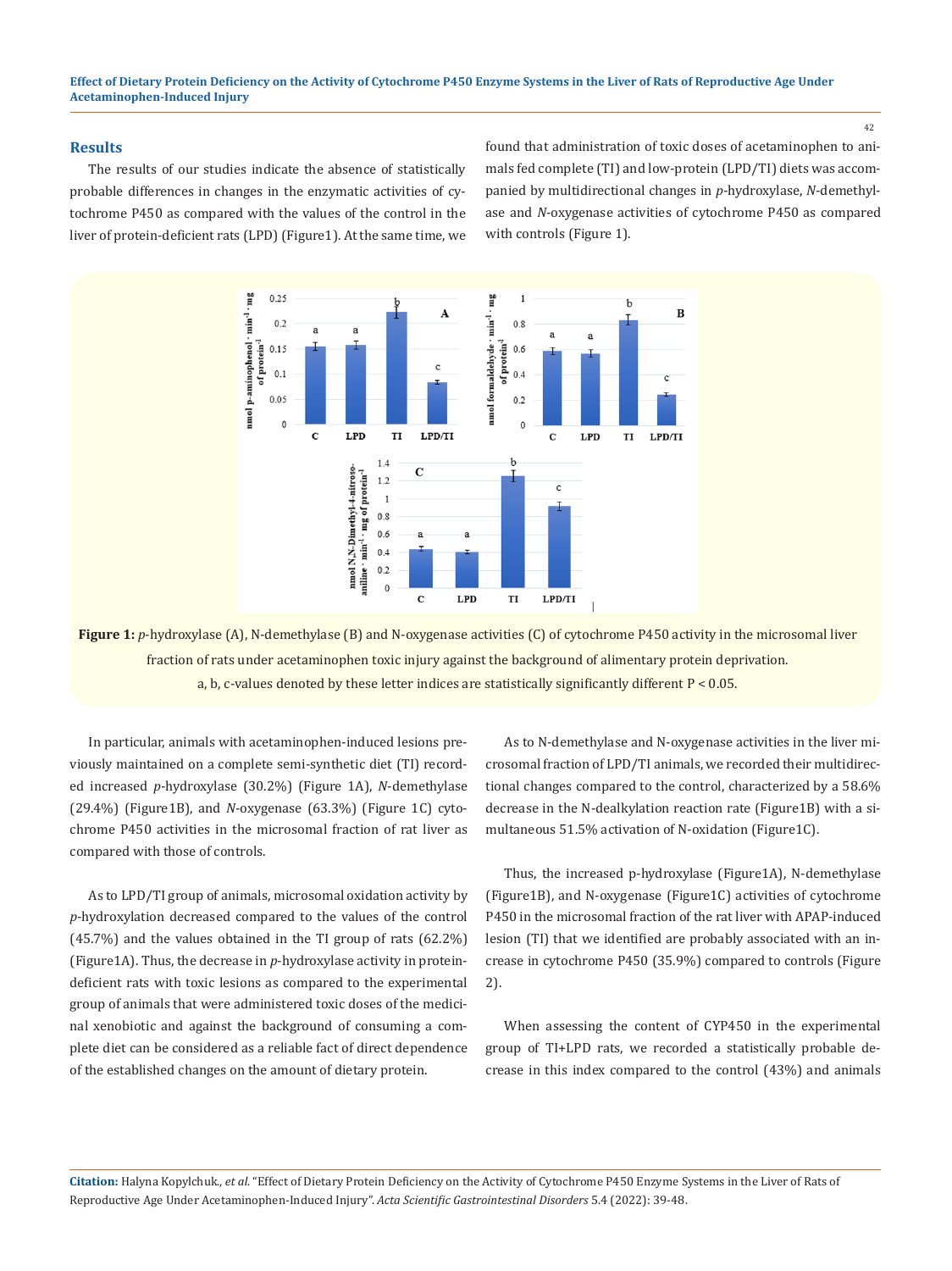## Results

The results of our studies indicate the absence of statistically probable differences in changes in the enzymatic activities of cytochrome P450 as compared with the values of the control in the liver of protein-deficient rats (LPD) (Figure1). At the same time, we found that administration of toxic doses of acetaminophen to animals fed complete (TI) and low-protein (LPD/TI) diets was accompanied by multidirectional changes in *p*-hydroxylase, *N*-demethylase and *N*-oxygenase activities of cytochrome P450 as compared with controls (Figure 1).

**Figure 1:** *p*-hydroxylase (A), N-demethylase (B) and N-oxygenase activities (C) of cytochrome P450 activity in the microsomal liver fraction of rats under acetaminophen toxic injury against the background of alimentary protein deprivation. a, b, c-values denoted by these letter indices are statistically significantly different $P < 0.05$.

In particular, animals with acetaminophen-induced lesions previously maintained on a complete semi-synthetic diet (TI) recorded increased *p*-hydroxylase (30.2%) (Figure 1A), *N*-demethylase (29.4%) (Figure1B), and *N*-oxygenase (63.3%) (Figure 1C) cytochrome P450 activities in the microsomal fraction of rat liver as compared with those of controls.

As to LPD/TI group of animals, microsomal oxidation activity by *p*-hydroxylation decreased compared to the values of the control (45.7%) and the values obtained in the TI group of rats (62.2%) (Figure1A). Thus, the decrease in *p*-hydroxylase activity in protein-deficient rats with toxic lesions as compared to the experimental group of animals that were administered toxic doses of the medicinal xenobiotic and against the background of consuming a complete diet can be considered as a reliable fact of direct dependence of the established changes on the amount of dietary protein.

As to N-demethylase and N-oxygenase activities in the liver microsomal fraction of LPD/TI animals, we recorded their multidirectional changes compared to the control, characterized by a 58.6% decrease in the N-dealkylation reaction rate (Figure1B) with a simultaneous 51.5% activation of N-oxidation (Figure1C).

Thus, the increased p-hydroxylase (Figure1A), N-demethylase (Figure1B), and N-oxygenase (Figure1C) activities of cytochrome P450 in the microsomal fraction of the rat liver with APAP-induced lesion (TI) that we identified are probably associated with an increase in cytochrome P450 (35.9%) compared to controls (Figure 2).

When assessing the content of CYP450 in the experimental group of TI+LPD rats, we recorded a statistically probable decrease in this index compared to the control (43%) and animals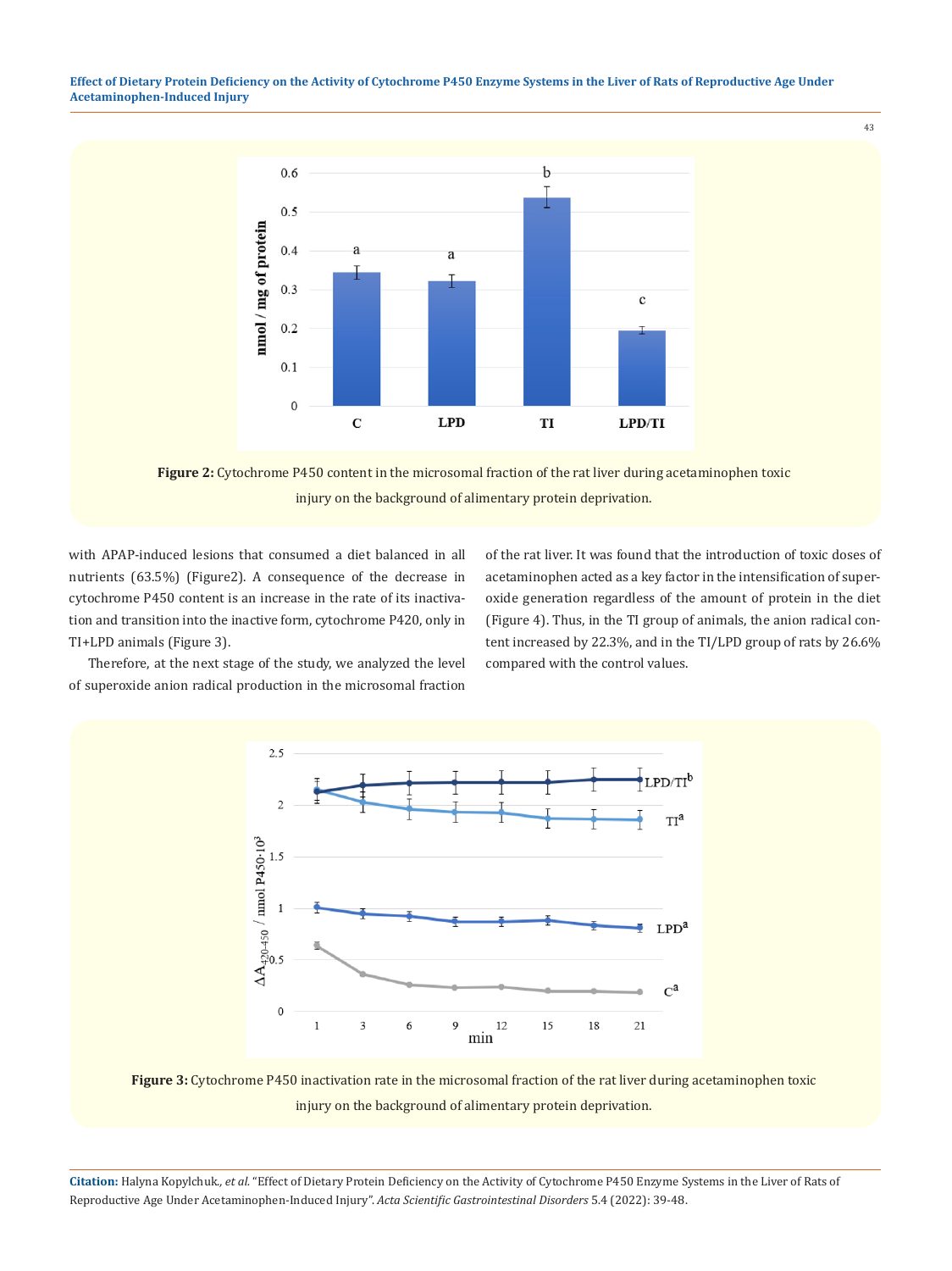Figure 2: Cytochrome P450 content in the microsomal fraction of the rat liver during acetaminophen toxic injury on the background of alimentary protein deprivation.

with APAP-induced lesions that consumed a diet balanced in all nutrients (63.5%) (Figure2). A consequence of the decrease in cytochrome P450 content is an increase in the rate of its inactivation and transition into the inactive form, cytochrome P420, only in TI+LPD animals (Figure 3).

Therefore, at the next stage of the study, we analyzed the level of superoxide anion radical production in the microsomal fraction of the rat liver. It was found that the introduction of toxic doses of acetaminophen acted as a key factor in the intensification of superoxide generation regardless of the amount of protein in the diet (Figure 4). Thus, in the TI group of animals, the anion radical content increased by 22.3%, and in the TI/LPD group of rats by 26.6% compared with the control values.

Figure 3: Cytochrome P450 inactivation rate in the microsomal fraction of the rat liver during acetaminophen toxic injury on the background of alimentary protein deprivation.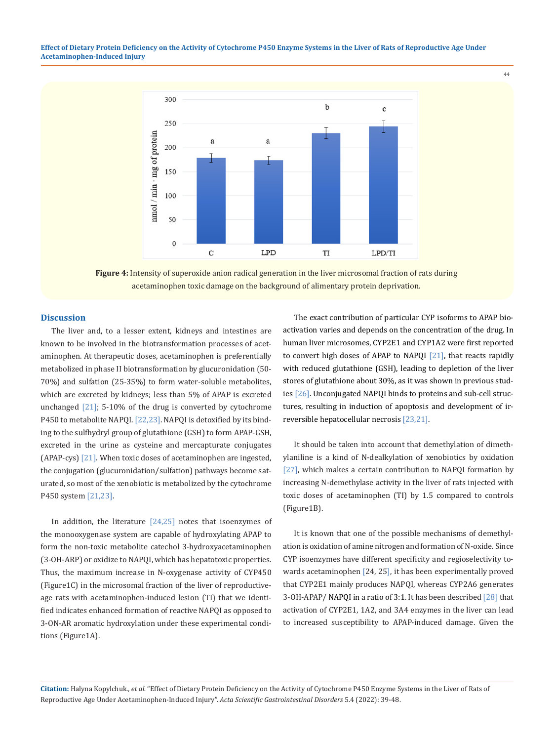Figure 4: Intensity of superoxide anion radical generation in the liver microsomal fraction of rats during acetaminophen toxic damage on the background of alimentary protein deprivation.

## Discussion

The liver and, to a lesser extent, kidneys and intestines are known to be involved in the biotransformation processes of acetaminophen. At therapeutic doses, acetaminophen is preferentially metabolized in phase II biotransformation by glucuronidation (50-70%) and sulfation (25-35%) to form water-soluble metabolites, which are excreted by kidneys; less than 5% of APAP is excreted unchanged [21]; 5-10% of the drug is converted by cytochrome P450 to metabolite NAPQI. [22,23]. NAPQI is detoxified by its binding to the sulfhydryl group of glutathione (GSH) to form APAP-GSH, excreted in the urine as cysteine and mercapturate conjugates (APAP-cys) [21]. When toxic doses of acetaminophen are ingested, the conjugation (glucuronidation/sulfation) pathways become saturated, so most of the xenobiotic is metabolized by the cytochrome P450 system [21,23].

In addition, the literature [24,25] notes that isoenzymes of the monooxygenase system are capable of hydroxylating APAP to form the non-toxic metabolite catechol 3-hydroxyacetaminophen (3-OH-ARP) or oxidize to NAPQI, which has hepatotoxic properties. Thus, the maximum increase in N-oxygenase activity of CYP450 (Figure1C) in the microsomal fraction of the liver of reproductive-age rats with acetaminophen-induced lesion (TI) that we identified indicates enhanced formation of reactive NAPQI as opposed to 3-ON-AR aromatic hydroxylation under these experimental conditions (Figure1A).

The exact contribution of particular CYP isoforms to APAP bioactivation varies and depends on the concentration of the drug. In human liver microsomes, CYP2E1 and CYP1A2 were first reported to convert high doses of APAP to NAPQI [21], that reacts rapidly with reduced glutathione (GSH), leading to depletion of the liver stores of glutathione about 30%, as it was shown in previous studies [26]. Unconjugated NAPQI binds to proteins and sub-cell structures, resulting in induction of apoptosis and development of irreversible hepatocellular necrosis [23,21].

It should be taken into account that demethylation of dimethylaniline is a kind of N-dealkylation of xenobiotics by oxidation [27], which makes a certain contribution to NAPQI formation by increasing N-demethylase activity in the liver of rats injected with toxic doses of acetaminophen (TI) by 1.5 compared to controls (Figure1B).

It is known that one of the possible mechanisms of demethylation is oxidation of amine nitrogen and formation of N-oxide. Since CYP isoenzymes have different specificity and regioselectivity towards acetaminophen [24, 25], it has been experimentally proved that CYP2E1 mainly produces NAPQI, whereas CYP2A6 generates 3-OH-APAP/ NAPQI in a ratio of 3:1. It has been described [28] that activation of CYP2E1, 1A2, and 3A4 enzymes in the liver can lead to increased susceptibility to APAP-induced damage. Given the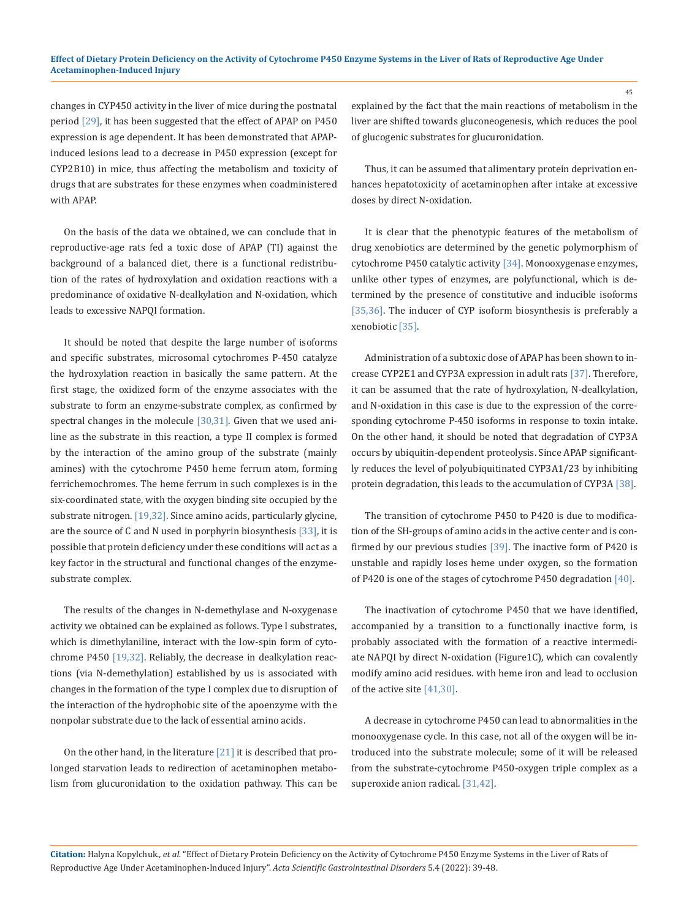changes in CYP450 activity in the liver of mice during the postnatal period [29], it has been suggested that the effect of APAP on P450 expression is age dependent. It has been demonstrated that APAP-induced lesions lead to a decrease in P450 expression (except for CYP2B10) in mice, thus affecting the metabolism and toxicity of drugs that are substrates for these enzymes when coadministered with APAP.

On the basis of the data we obtained, we can conclude that in reproductive-age rats fed a toxic dose of APAP (TI) against the background of a balanced diet, there is a functional redistribution of the rates of hydroxylation and oxidation reactions with a predominance of oxidative N-dealkylation and N-oxidation, which leads to excessive NAPQI formation.

It should be noted that despite the large number of isoforms and specific substrates, microsomal cytochromes P-450 catalyze the hydroxylation reaction in basically the same pattern. At the first stage, the oxidized form of the enzyme associates with the substrate to form an enzyme-substrate complex, as confirmed by spectral changes in the molecule [30,31]. Given that we used aniline as the substrate in this reaction, a type II complex is formed by the interaction of the amino group of the substrate (mainly amines) with the cytochrome P450 heme ferrum atom, forming ferrichemochromes. The heme ferrum in such complexes is in the six-coordinated state, with the oxygen binding site occupied by the substrate nitrogen. [19,32]. Since amino acids, particularly glycine, are the source of C and N used in porphyrin biosynthesis [33], it is possible that protein deficiency under these conditions will act as a key factor in the structural and functional changes of the enzyme-substrate complex.

The results of the changes in N-demethylase and N-oxygenase activity we obtained can be explained as follows. Type I substrates, which is dimethylaniline, interact with the low-spin form of cytochrome P450 [19,32]. Reliably, the decrease in dealkylation reactions (via N-demethylation) established by us is associated with changes in the formation of the type I complex due to disruption of the interaction of the hydrophobic site of the apoenzyme with the nonpolar substrate due to the lack of essential amino acids.

On the other hand, in the literature [21] it is described that prolonged starvation leads to redirection of acetaminophen metabolism from glucuronidation to the oxidation pathway. This can be explained by the fact that the main reactions of metabolism in the liver are shifted towards gluconeogenesis, which reduces the pool of glucogenic substrates for glucuronidation.

Thus, it can be assumed that alimentary protein deprivation enhances hepatotoxicity of acetaminophen after intake at excessive doses by direct N-oxidation.

It is clear that the phenotypic features of the metabolism of drug xenobiotics are determined by the genetic polymorphism of cytochrome P450 catalytic activity [34]. Monooxygenase enzymes, unlike other types of enzymes, are polyfunctional, which is determined by the presence of constitutive and inducible isoforms [35,36]. The inducer of CYP isoform biosynthesis is preferably a xenobiotic [35].

Administration of a subtoxic dose of APAP has been shown to increase CYP2E1 and CYP3A expression in adult rats [37]. Therefore, it can be assumed that the rate of hydroxylation, N-dealkylation, and N-oxidation in this case is due to the expression of the corresponding cytochrome P-450 isoforms in response to toxin intake. On the other hand, it should be noted that degradation of CYP3A occurs by ubiquitin-dependent proteolysis. Since APAP significantly reduces the level of polyubiquitinated CYP3A1/23 by inhibiting protein degradation, this leads to the accumulation of CYP3A [38].

The transition of cytochrome P450 to P420 is due to modification of the SH-groups of amino acids in the active center and is confirmed by our previous studies [39]. The inactive form of P420 is unstable and rapidly loses heme under oxygen, so the formation of P420 is one of the stages of cytochrome P450 degradation [40].

The inactivation of cytochrome P450 that we have identified, accompanied by a transition to a functionally inactive form, is probably associated with the formation of a reactive intermediate NAPQI by direct N-oxidation (Figure1C), which can covalently modify amino acid residues. with heme iron and lead to occlusion of the active site [41,30].

A decrease in cytochrome P450 can lead to abnormalities in the monooxygenase cycle. In this case, not all of the oxygen will be introduced into the substrate molecule; some of it will be released from the substrate-cytochrome P450-oxygen triple complex as a superoxide anion radical. [31,42].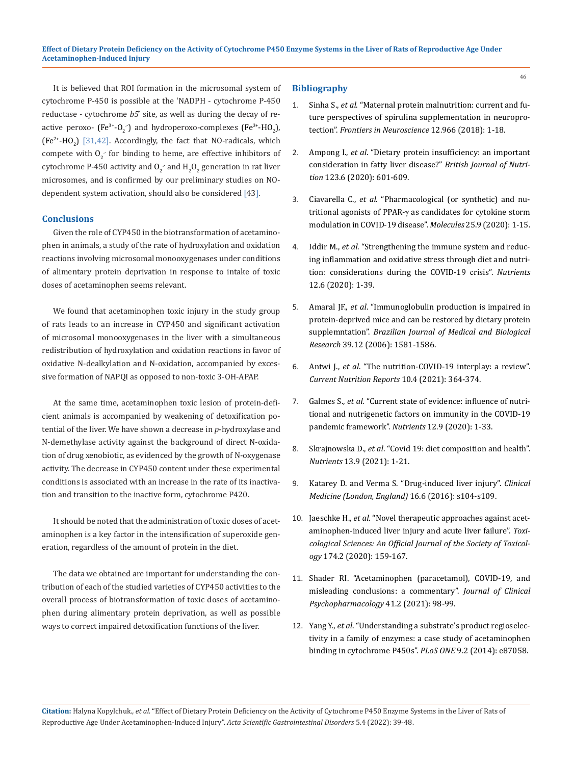It is believed that ROI formation in the microsomal system of cytochrome P-450 is possible at the 'NADPH - cytochrome P-450 reductase - cytochrome *b5*' site, as well as during the decay of reactive peroxo- ($Fe^{3+}$-$O_2^{\cdot-}$) and hydroperoxo-complexes ($Fe^{3+}$-$HO_2$), ($Fe^{2+}$-$HO_2$) [31,42]. Accordingly, the fact that NO-radicals, which compete with $O_2^{\cdot-}$ for binding to heme, are effective inhibitors of cytochrome P-450 activity and $O_2^{\cdot-}$ and $H_2O_2$ generation in rat liver microsomes, and is confirmed by our preliminary studies on NO-dependent system activation, should also be considered [43].

## Conclusions

Given the role of CYP450 in the biotransformation of acetaminophen in animals, a study of the rate of hydroxylation and oxidation reactions involving microsomal monooxygenases under conditions of alimentary protein deprivation in response to intake of toxic doses of acetaminophen seems relevant.

We found that acetaminophen toxic injury in the study group of rats leads to an increase in CYP450 and significant activation of microsomal monooxygenases in the liver with a simultaneous redistribution of hydroxylation and oxidation reactions in favor of oxidative N-dealkylation and N-oxidation, accompanied by excessive formation of NAPQI as opposed to non-toxic 3-OH-APAP.

At the same time, acetaminophen toxic lesion of protein-deficient animals is accompanied by weakening of detoxification potential of the liver. We have shown a decrease in *p*-hydroxylase and N-demethylase activity against the background of direct N-oxidation of drug xenobiotic, as evidenced by the growth of N-oxygenase activity. The decrease in CYP450 content under these experimental conditions is associated with an increase in the rate of its inactivation and transition to the inactive form, cytochrome P420.

It should be noted that the administration of toxic doses of acetaminophen is a key factor in the intensification of superoxide generation, regardless of the amount of protein in the diet.

The data we obtained are important for understanding the contribution of each of the studied varieties of CYP450 activities to the overall process of biotransformation of toxic doses of acetaminophen during alimentary protein deprivation, as well as possible ways to correct impaired detoxification functions of the liver.

## Bibliography

1. Sinha S., *et al.* "Maternal protein malnutrition: current and future perspectives of spirulina supplementation in neuroprotection". *Frontiers in Neuroscience* 12.966 (2018): 1-18.
2. Ampong I., *et al*. "Dietary protein insufficiency: an important consideration in fatty liver disease?" *British Journal of Nutrition* 123.6 (2020): 601-609.
3. Ciavarella C., *et al.* "Pharmacological (or synthetic) and nutritional agonists of PPAR-γ as candidates for cytokine storm modulation in COVID-19 disease". *Molecules* 25.9 (2020): 1-15.
4. Iddir M., *et al.* "Strengthening the immune system and reducing inflammation and oxidative stress through diet and nutrition: considerations during the COVID-19 crisis". *Nutrients* 12.6 (2020): 1-39.
5. Amaral JF., *et al*. "Immunoglobulin production is impaired in protein-deprived mice and can be restored by dietary protein supplemntation". *Brazilian Journal of Medical and Biological Research* 39.12 (2006): 1581-1586.
6. Antwi J., *et al*. "The nutrition-COVID-19 interplay: a review". *Current Nutrition Reports* 10.4 (2021): 364-374.
7. Galmes S., *et al.* "Current state of evidence: influence of nutritional and nutrigenetic factors on immunity in the COVID-19 pandemic framework". *Nutrients* 12.9 (2020): 1-33.
8. Skrajnowska D., *et al*. "Covid 19: diet composition and health". *Nutrients* 13.9 (2021): 1-21.
9. Katarey D. and Verma S. "Drug-induced liver injury". *Clinical Medicine (London, England)* 16.6 (2016): s104-s109.
10. Jaeschke H., *et al*. "Novel therapeutic approaches against acetaminophen-induced liver injury and acute liver failure". *Toxicological Sciences: An Official Journal of the Society of Toxicology* 174.2 (2020): 159-167.
11. Shader RI. "Acetaminophen (paracetamol), COVID-19, and misleading conclusions: a commentary". *Journal of Clinical Psychopharmacology* 41.2 (2021): 98-99.
12. Yang Y., *et al*. "Understanding a substrate's product regioselectivity in a family of enzymes: a case study of acetaminophen binding in cytochrome P450s". *PLoS ONE* 9.2 (2014): e87058.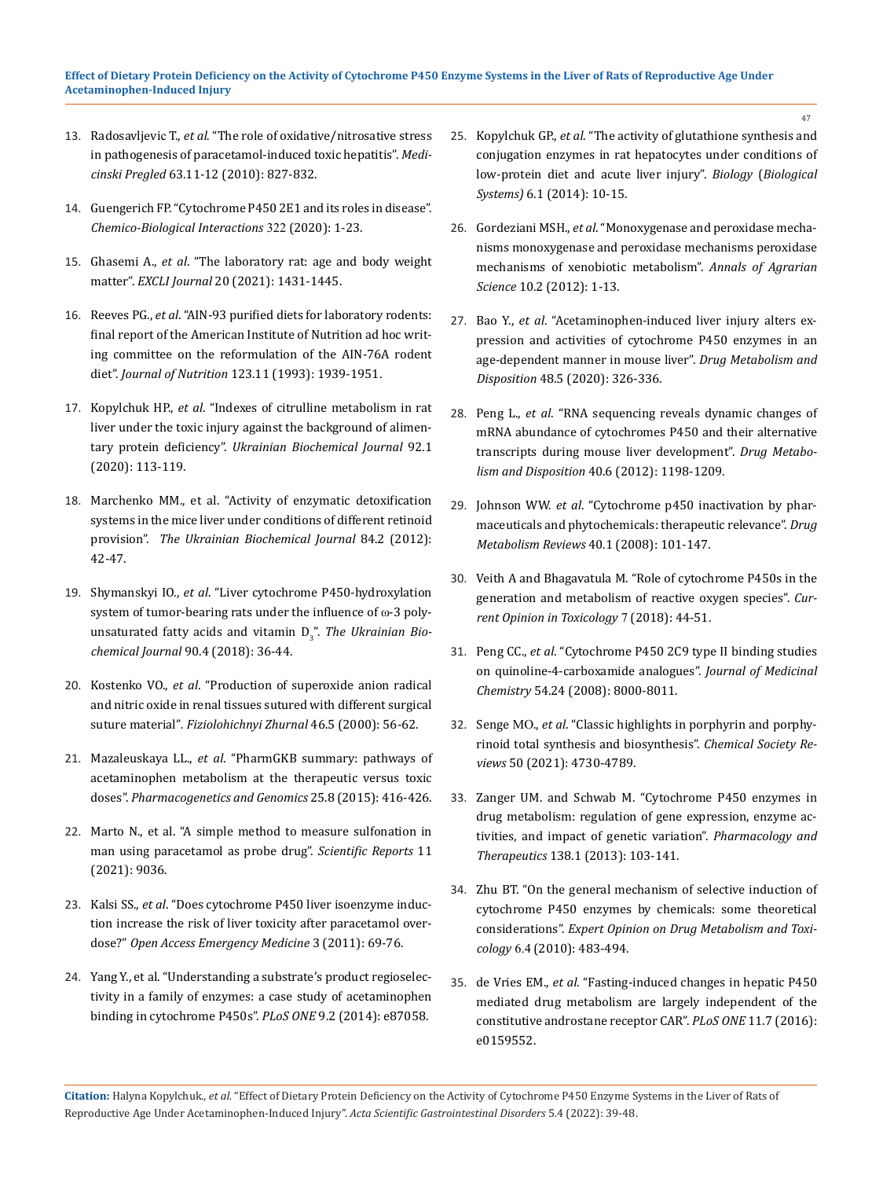13. Radosavljevic T., *et al*. "The role of oxidative/nitrosative stress in pathogenesis of paracetamol-induced toxic hepatitis". *Medicinski Pregled* 63.11-12 (2010): 827-832.

14. Guengerich FP. "Cytochrome P450 2E1 and its roles in disease". *Chemico-Biological Interactions* 322 (2020): 1-23.

15. Ghasemi A., *et al*. "The laboratory rat: age and body weight matter". *EXCLI Journal* 20 (2021): 1431-1445.

16. Reeves PG., *et al*. "AIN-93 purified diets for laboratory rodents: final report of the American Institute of Nutrition ad hoc writing committee on the reformulation of the AIN-76A rodent diet". *Journal of Nutrition* 123.11 (1993): 1939-1951.

17. Kopylchuk HP., *et al*. "Indexes of citrulline metabolism in rat liver under the toxic injury against the background of alimentary protein deficiency". *Ukrainian Biochemical Journal* 92.1 (2020): 113-119.

18. Marchenko MM., et al. "Activity of enzymatic detoxification systems in the mice liver under conditions of different retinoid provision". *The Ukrainian Biochemical Journal* 84.2 (2012): 42-47.

19. Shymanskyi IO., *et al*. "Liver cytochrome P450-hydroxylation system of tumor-bearing rats under the influence of ω-3 polyunsaturated fatty acids and vitamin $D_3$". *The Ukrainian Biochemical Journal* 90.4 (2018): 36-44.

20. Kostenko VO., *et al*. "Production of superoxide anion radical and nitric oxide in renal tissues sutured with different surgical suture material". *Fiziolohichnyi Zhurnal* 46.5 (2000): 56-62.

21. Mazaleuskaya LL., *et al*. "PharmGKB summary: pathways of acetaminophen metabolism at the therapeutic versus toxic doses". *Pharmacogenetics and Genomics* 25.8 (2015): 416-426.

22. Marto N., et al. "A simple method to measure sulfonation in man using paracetamol as probe drug". *Scientific Reports* 11 (2021): 9036.

23. Kalsi SS., *et al*. "Does cytochrome P450 liver isoenzyme induction increase the risk of liver toxicity after paracetamol overdose?" *Open Access Emergency Medicine* 3 (2011): 69-76.

24. Yang Y., et al. "Understanding a substrate's product regioselectivity in a family of enzymes: a case study of acetaminophen binding in cytochrome P450s". *PLoS ONE* 9.2 (2014): e87058.

25. Kopylchuk GP., *et al*. "The activity of glutathione synthesis and conjugation enzymes in rat hepatocytes under conditions of low-protein diet and acute liver injury". *Biology* (*Biological Systems)* 6.1 (2014): 10-15.

26. Gordeziani MSH., *et al*. "Monoxygenase and peroxidase mechanisms monoxygenase and peroxidase mechanisms peroxidase mechanisms of xenobiotic metabolism". *Annals of Agrarian Science* 10.2 (2012): 1-13.

27. Bao Y., *et al*. "Acetaminophen-induced liver injury alters expression and activities of cytochrome P450 enzymes in an age-dependent manner in mouse liver". *Drug Metabolism and Disposition* 48.5 (2020): 326-336.

28. Peng L., *et al*. "RNA sequencing reveals dynamic changes of mRNA abundance of cytochromes P450 and their alternative transcripts during mouse liver development". *Drug Metabolism and Disposition* 40.6 (2012): 1198-1209.

29. Johnson WW. *et al*. "Cytochrome p450 inactivation by pharmaceuticals and phytochemicals: therapeutic relevance". *Drug Metabolism Reviews* 40.1 (2008): 101-147.

30. Veith A and Bhagavatula M. "Role of cytochrome P450s in the generation and metabolism of reactive oxygen species". *Current Opinion in Toxicology* 7 (2018): 44-51.

31. Peng CC., *et al*. "Cytochrome P450 2C9 type II binding studies on quinoline-4-carboxamide analogues". *Journal of Medicinal Chemistry* 54.24 (2008): 8000-8011.

32. Senge MO., *et al*. "Classic highlights in porphyrin and porphyrinoid total synthesis and biosynthesis". *Chemical Society Reviews* 50 (2021): 4730-4789.

33. Zanger UM. and Schwab M. "Cytochrome P450 enzymes in drug metabolism: regulation of gene expression, enzyme activities, and impact of genetic variation". *Pharmacology and Therapeutics* 138.1 (2013): 103-141.

34. Zhu BT. "On the general mechanism of selective induction of cytochrome P450 enzymes by chemicals: some theoretical considerations". *Expert Opinion on Drug Metabolism and Toxicology* 6.4 (2010): 483-494.

35. de Vries EM., *et al*. "Fasting-induced changes in hepatic P450 mediated drug metabolism are largely independent of the constitutive androstane receptor CAR". *PLoS ONE* 11.7 (2016): e0159552.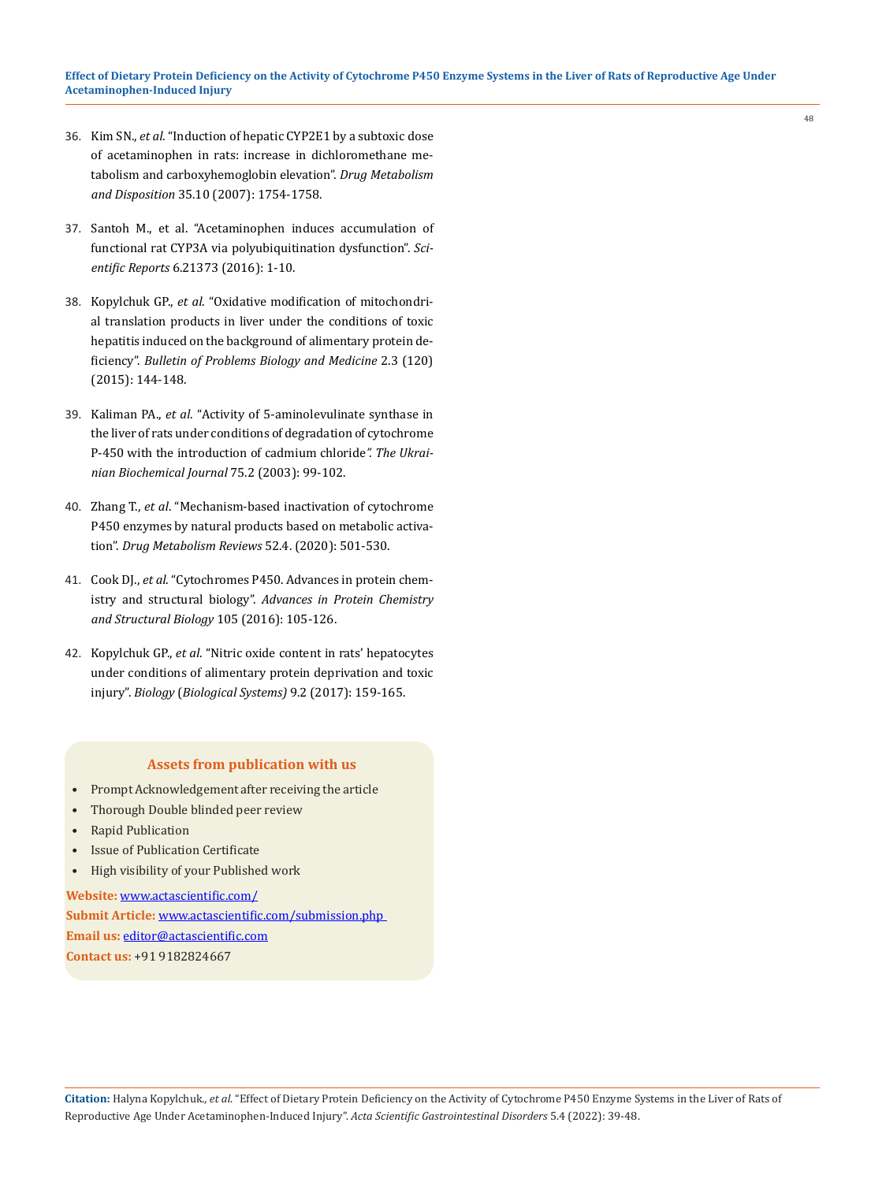36. Kim SN., *et al*. "Induction of hepatic CYP2E1 by a subtoxic dose of acetaminophen in rats: increase in dichloromethane metabolism and carboxyhemoglobin elevation". *Drug Metabolism and Disposition* 35.10 (2007): 1754-1758.

37. Santoh M., et al. "Acetaminophen induces accumulation of functional rat CYP3A via polyubiquitination dysfunction". *Scientific Reports* 6.21373 (2016): 1-10.

38. Kopylchuk GP., *et al*. "Oxidative modification of mitochondrial translation products in liver under the conditions of toxic hepatitis induced on the background of alimentary protein deficiency". *Bulletin of Problems Biology and Medicine* 2.3 (120) (2015): 144-148.

39. Kaliman PA., *et al*. "Activity of 5-aminolevulinate synthase in the liver of rats under conditions of degradation of cytochrome P-450 with the introduction of cadmium chloride*". The Ukrainian Biochemical Journal* 75.2 (2003): 99-102.

40. Zhang T., *et al*. "Mechanism-based inactivation of cytochrome P450 enzymes by natural products based on metabolic activation". *Drug Metabolism Reviews* 52.4. (2020): 501-530.

41. Cook DJ., *et al*. "Cytochromes P450. Advances in protein chemistry and structural biology". *Advances in Protein Chemistry and Structural Biology* 105 (2016): 105-126.

42. Kopylchuk GP., *et al*. "Nitric oxide content in rats' hepatocytes under conditions of alimentary protein deprivation and toxic injury". *Biology* (*Biological Systems)* 9.2 (2017): 159-165.

**Assets from publication with us**

- Prompt Acknowledgement after receiving the article
- Thorough Double blinded peer review
- Rapid Publication
- Issue of Publication Certificate
- High visibility of your Published work

**Website:** www.actascientific.com/

**Submit Article:** www.actascientific.com/submission.php

**Email us:** editor@actascientific.com

**Contact us:** +91 9182824667